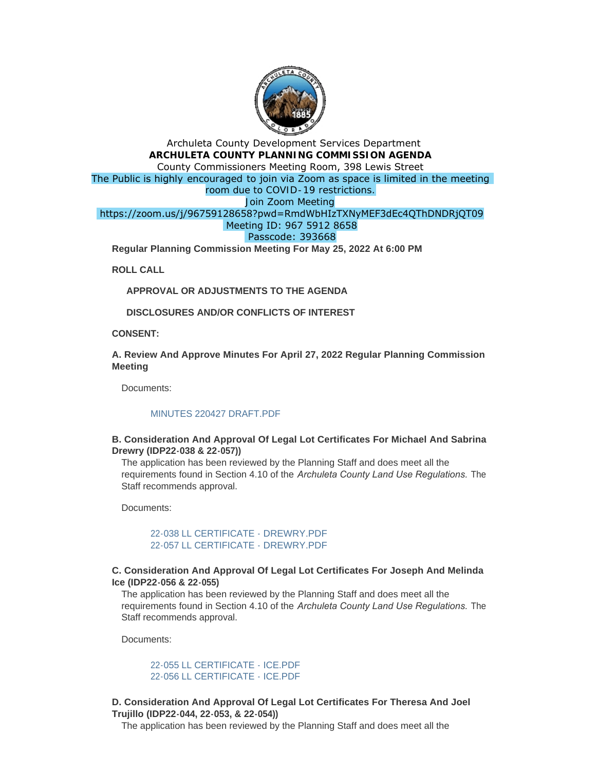Archuleta County Development Services Department

**ARCHULETA COUNTY PLANNING COMMISSION AGENDA**

County Commissioners Meeting Room, 398 Lewis Street

The Public is highly encouraged to join via Zoom as space is limited in the meeting room due to COVID-19 restrictions.

Join Zoom Meeting

https://zoom.us/j/96759128658?pwd=RmdWbHIzTXNyMEF3dEc4QThDNDRjQT09

Meeting ID: 967 5912 8658

Passcode: 393668

**Regular Planning Commission Meeting For May 25, 2022 At 6:00 PM**

**ROLL CALL**

**APPROVAL OR ADJUSTMENTS TO THE AGENDA**

**DISCLOSURES AND/OR CONFLICTS OF INTEREST**

**CONSENT:**

**A. Review And Approve Minutes For April 27, 2022 Regular Planning Commission Meeting**

Documents:

MINUTES 220427 DRAFT.PDF

**B. Consideration And Approval Of Legal Lot Certificates For Michael And Sabrina Drewry (IDP22-038 & 22-057))**

The application has been reviewed by the Planning Staff and does meet all the requirements found in Section 4.10 of the *Archuleta County Land Use Regulations.* The Staff recommends approval.

Documents:

22-038 LL CERTIFICATE - DREWRY.PDF
22-057 LL CERTIFICATE - DREWRY.PDF

**C. Consideration And Approval Of Legal Lot Certificates For Joseph And Melinda Ice (IDP22-056 & 22-055)**

The application has been reviewed by the Planning Staff and does meet all the requirements found in Section 4.10 of the *Archuleta County Land Use Regulations.* The Staff recommends approval.

Documents:

22-055 LL CERTIFICATE - ICE.PDF
22-056 LL CERTIFICATE - ICE.PDF

**D. Consideration And Approval Of Legal Lot Certificates For Theresa And Joel Trujillo (IDP22-044, 22-053, & 22-054))**

The application has been reviewed by the Planning Staff and does meet all the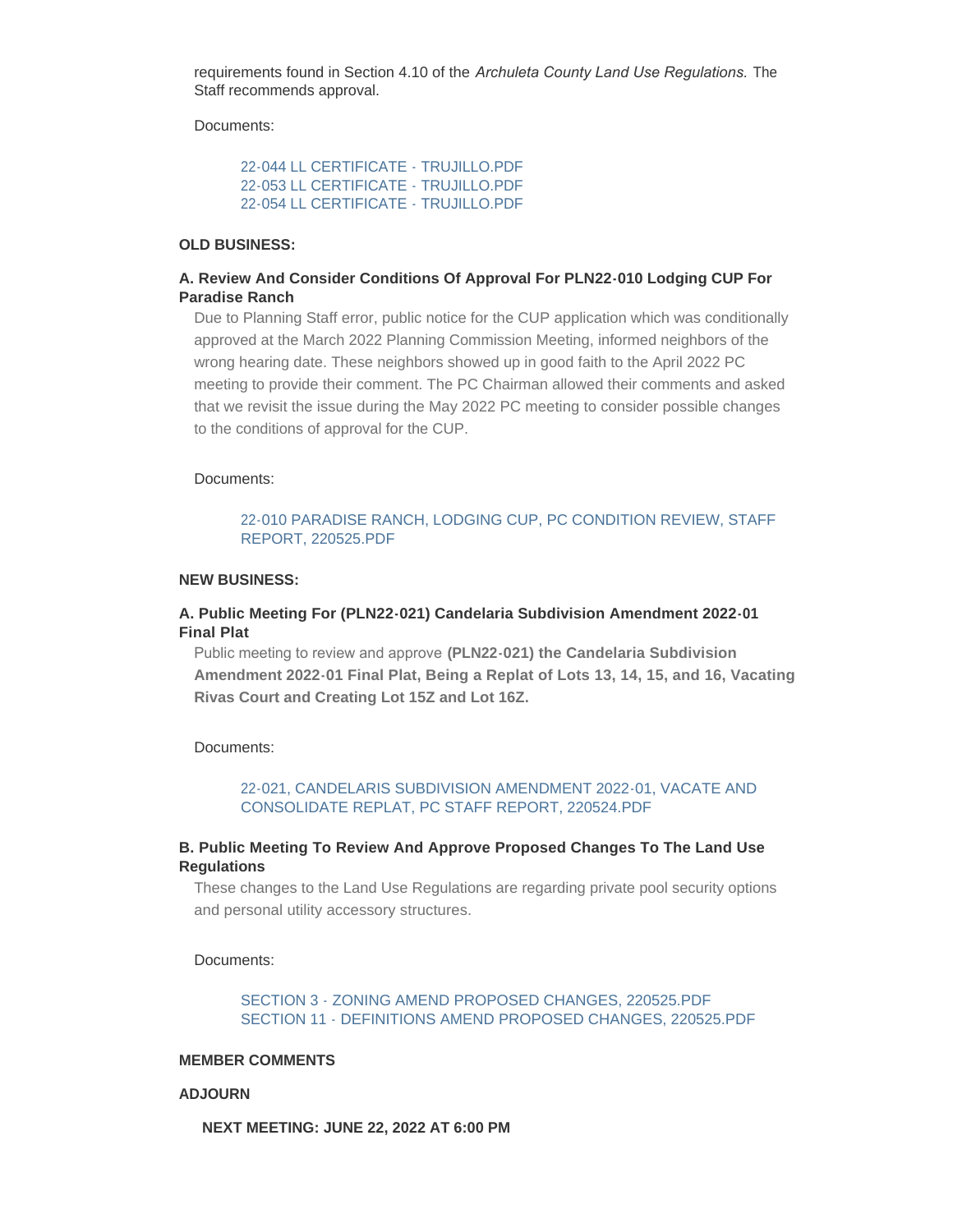requirements found in Section 4.10 of the *Archuleta County Land Use Regulations.* The Staff recommends approval.

Documents:

22-044 LL CERTIFICATE - TRUJILLO.PDF
22-053 LL CERTIFICATE - TRUJILLO.PDF
22-054 LL CERTIFICATE - TRUJILLO.PDF

**OLD BUSINESS:**

**A. Review And Consider Conditions Of Approval For PLN22-010 Lodging CUP For Paradise Ranch**

Due to Planning Staff error, public notice for the CUP application which was conditionally approved at the March 2022 Planning Commission Meeting, informed neighbors of the wrong hearing date. These neighbors showed up in good faith to the April 2022 PC meeting to provide their comment. The PC Chairman allowed their comments and asked that we revisit the issue during the May 2022 PC meeting to consider possible changes to the conditions of approval for the CUP.

Documents:

22-010 PARADISE RANCH, LODGING CUP, PC CONDITION REVIEW, STAFF REPORT, 220525.PDF

**NEW BUSINESS:**

**A. Public Meeting For (PLN22-021) Candelaria Subdivision Amendment 2022-01 Final Plat**

Public meeting to review and approve **(PLN22-021) the Candelaria Subdivision Amendment 2022-01 Final Plat, Being a Replat of Lots 13, 14, 15, and 16, Vacating Rivas Court and Creating Lot 15Z and Lot 16Z.**

Documents:

22-021, CANDELARIS SUBDIVISION AMENDMENT 2022-01, VACATE AND CONSOLIDATE REPLAT, PC STAFF REPORT, 220524.PDF

**B. Public Meeting To Review And Approve Proposed Changes To The Land Use Regulations**

These changes to the Land Use Regulations are regarding private pool security options and personal utility accessory structures.

Documents:

SECTION 3 - ZONING AMEND PROPOSED CHANGES, 220525.PDF
SECTION 11 - DEFINITIONS AMEND PROPOSED CHANGES, 220525.PDF

**MEMBER COMMENTS**

**ADJOURN**

**NEXT MEETING: JUNE 22, 2022 AT 6:00 PM**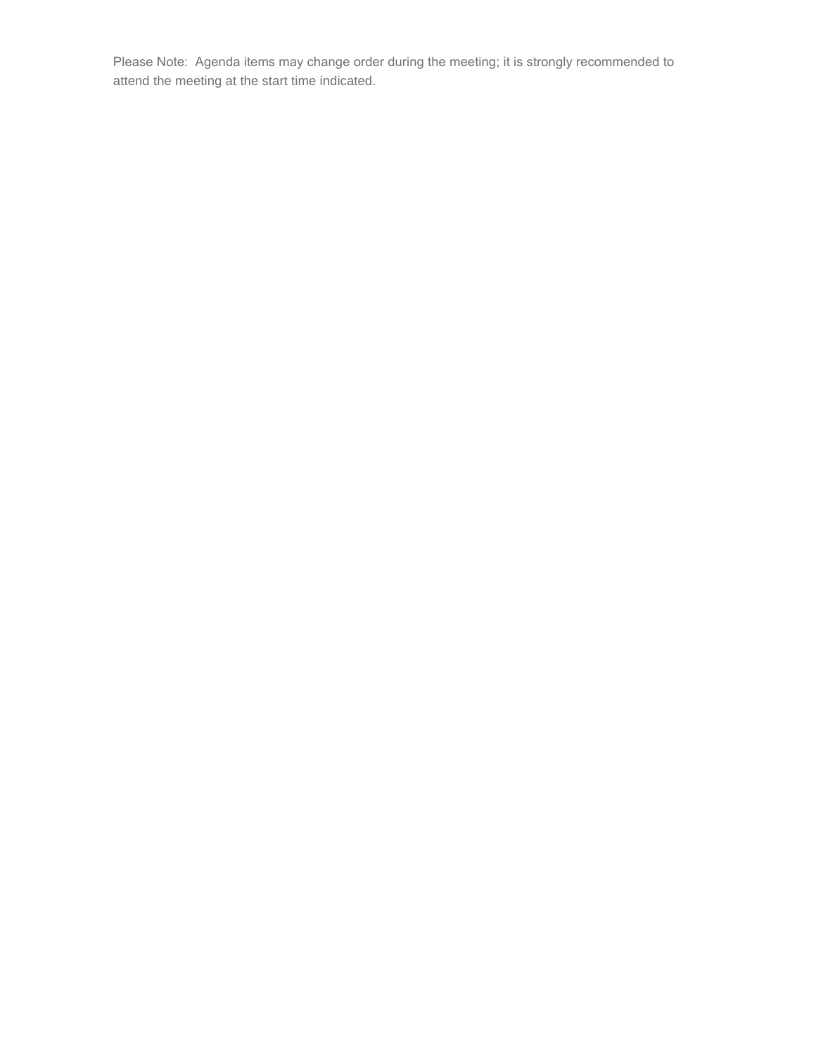Please Note: Agenda items may change order during the meeting; it is strongly recommended to attend the meeting at the start time indicated.